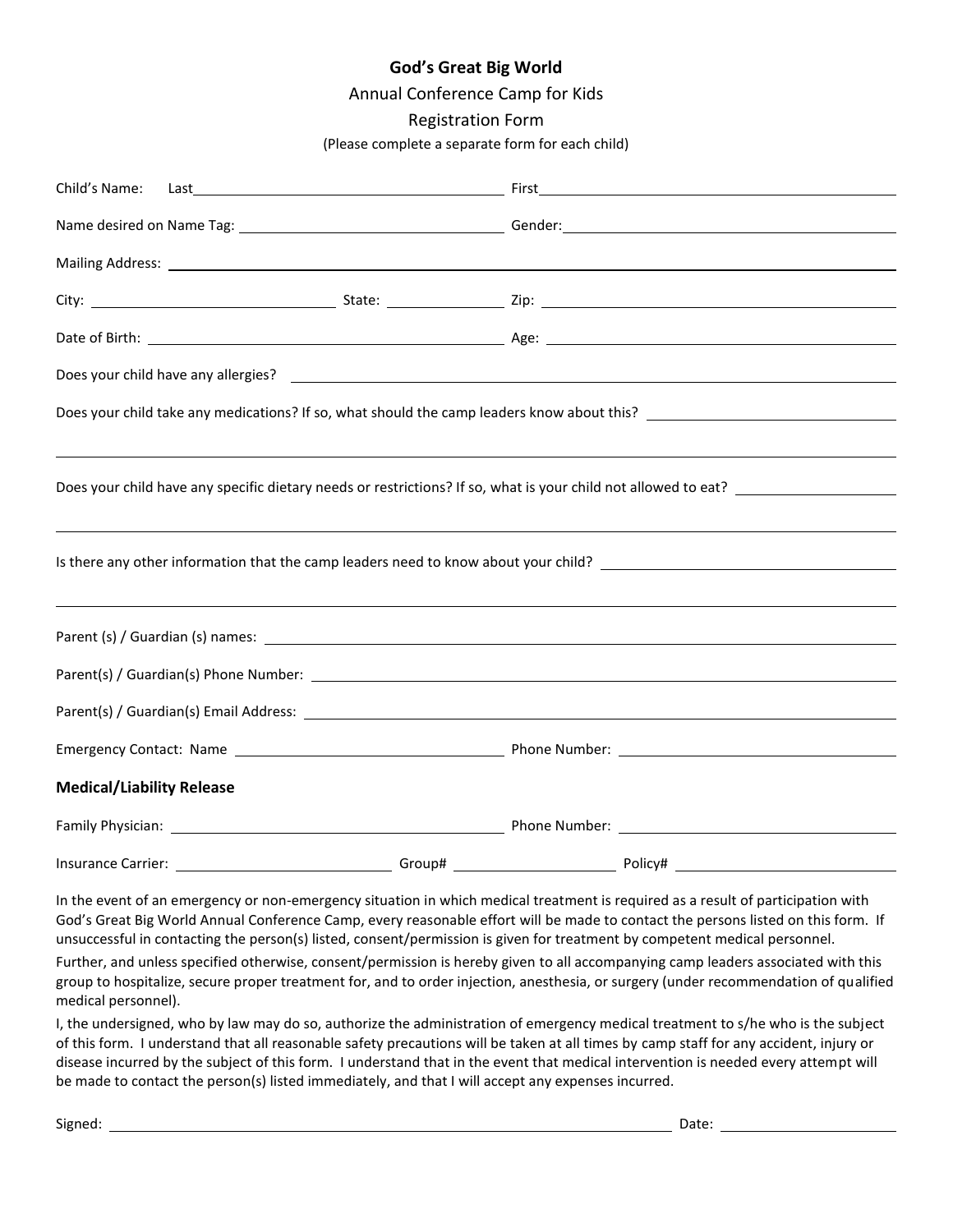**God's Great Big World**

Annual Conference Camp for Kids

Registration Form

(Please complete a separate form for each child)

Child's Name: Last\_\_\_\_\_\_\_\_\_\_\_\_\_\_\_\_\_\_\_\_\_\_\_\_\_\_\_\_\_\_ First\_\_\_\_\_\_\_\_\_\_\_\_\_\_\_\_\_\_\_\_\_\_\_\_\_\_\_\_\_\_

Name desired on Name Tag: \_\_\_\_\_\_\_\_\_\_\_\_\_\_\_\_\_\_\_\_\_\_\_\_\_\_\_\_ Gender:\_\_\_\_\_\_\_\_\_\_\_\_\_\_\_\_\_\_\_\_\_\_\_\_\_\_\_\_

Mailing Address: \_\_\_\_\_\_\_\_\_\_\_\_\_\_\_\_\_\_\_\_\_\_\_\_\_\_\_\_\_\_\_\_\_\_\_\_\_\_\_\_\_\_\_\_\_\_\_\_\_\_\_\_\_\_\_\_\_\_

City: \_\_\_\_\_\_\_\_\_\_\_\_\_\_\_\_\_\_\_\_\_\_\_\_ State: \_\_\_\_\_\_\_\_\_\_\_\_ Zip: \_\_\_\_\_\_\_\_\_\_\_\_\_\_\_\_\_\_\_\_\_\_\_\_\_\_\_\_

Date of Birth: \_\_\_\_\_\_\_\_\_\_\_\_\_\_\_\_\_\_\_\_\_\_\_\_\_\_\_\_\_\_\_\_\_\_ Age: \_\_\_\_\_\_\_\_\_\_\_\_\_\_\_\_\_\_\_\_\_\_\_\_\_\_\_\_

Does your child have any allergies? \_\_\_\_\_\_\_\_\_\_\_\_\_\_\_\_\_\_\_\_\_\_\_\_\_\_\_\_\_\_\_\_\_\_\_\_\_\_\_\_\_\_\_\_

Does your child take any medications? If so, what should the camp leaders know about this? \_\_\_\_\_\_\_\_\_\_\_\_\_\_\_\_\_\_\_\_

\_\_\_\_\_\_\_\_\_\_\_\_\_\_\_\_\_\_\_\_\_\_\_\_\_\_\_\_\_\_\_\_\_\_\_\_\_\_\_\_\_\_\_\_\_\_\_\_\_\_\_\_\_\_\_\_\_\_\_\_\_\_\_\_\_\_\_\_\_\_\_\_

Does your child have any specific dietary needs or restrictions? If so, what is your child not allowed to eat? \_\_\_\_\_\_\_\_\_\_\_\_\_\_\_\_\_\_\_\_

\_\_\_\_\_\_\_\_\_\_\_\_\_\_\_\_\_\_\_\_\_\_\_\_\_\_\_\_\_\_\_\_\_\_\_\_\_\_\_\_\_\_\_\_\_\_\_\_\_\_\_\_\_\_\_\_\_\_\_\_\_\_\_\_\_\_\_\_\_\_\_\_

Is there any other information that the camp leaders need to know about your child? \_\_\_\_\_\_\_\_\_\_\_\_\_\_\_\_\_\_\_\_\_\_\_\_\_\_\_\_

\_\_\_\_\_\_\_\_\_\_\_\_\_\_\_\_\_\_\_\_\_\_\_\_\_\_\_\_\_\_\_\_\_\_\_\_\_\_\_\_\_\_\_\_\_\_\_\_\_\_\_\_\_\_\_\_\_\_\_\_\_\_\_\_\_\_\_\_\_\_\_\_

Parent (s) / Guardian (s) names: \_\_\_\_\_\_\_\_\_\_\_\_\_\_\_\_\_\_\_\_\_\_\_\_\_\_\_\_\_\_\_\_\_\_\_\_\_\_\_\_\_\_\_\_

Parent(s) / Guardian(s) Phone Number: \_\_\_\_\_\_\_\_\_\_\_\_\_\_\_\_\_\_\_\_\_\_\_\_\_\_\_\_\_\_\_\_\_\_\_\_\_\_\_\_

Parent(s) / Guardian(s) Email Address: \_\_\_\_\_\_\_\_\_\_\_\_\_\_\_\_\_\_\_\_\_\_\_\_\_\_\_\_\_\_\_\_\_\_\_\_\_\_\_\_

Emergency Contact: Name \_\_\_\_\_\_\_\_\_\_\_\_\_\_\_\_\_\_\_\_\_\_\_\_\_\_\_\_ Phone Number: \_\_\_\_\_\_\_\_\_\_\_\_\_\_\_\_\_\_\_\_\_\_\_\_

**Medical/Liability Release**

Family Physician: \_\_\_\_\_\_\_\_\_\_\_\_\_\_\_\_\_\_\_\_\_\_\_\_\_\_\_\_\_\_\_\_ Phone Number: \_\_\_\_\_\_\_\_\_\_\_\_\_\_\_\_\_\_\_\_\_\_\_\_

Insurance Carrier: \_\_\_\_\_\_\_\_\_\_\_\_\_\_\_\_\_\_\_\_\_\_ Group# \_\_\_\_\_\_\_\_\_\_\_\_\_\_\_\_ Policy# \_\_\_\_\_\_\_\_\_\_\_\_\_\_\_\_\_\_\_\_\_\_

In the event of an emergency or non-emergency situation in which medical treatment is required as a result of participation with God's Great Big World Annual Conference Camp, every reasonable effort will be made to contact the persons listed on this form. If unsuccessful in contacting the person(s) listed, consent/permission is given for treatment by competent medical personnel.

Further, and unless specified otherwise, consent/permission is hereby given to all accompanying camp leaders associated with this group to hospitalize, secure proper treatment for, and to order injection, anesthesia, or surgery (under recommendation of qualified medical personnel).

I, the undersigned, who by law may do so, authorize the administration of emergency medical treatment to s/he who is the subject of this form. I understand that all reasonable safety precautions will be taken at all times by camp staff for any accident, injury or disease incurred by the subject of this form. I understand that in the event that medical intervention is needed every attempt will be made to contact the person(s) listed immediately, and that I will accept any expenses incurred.

Signed: \_\_\_\_\_\_\_\_\_\_\_\_\_\_\_\_\_\_\_\_\_\_\_\_\_\_\_\_\_\_\_\_\_\_\_\_\_\_\_\_\_\_\_\_\_\_\_\_\_\_ Date: \_\_\_\_\_\_\_\_\_\_\_\_\_\_\_\_\_\_\_\_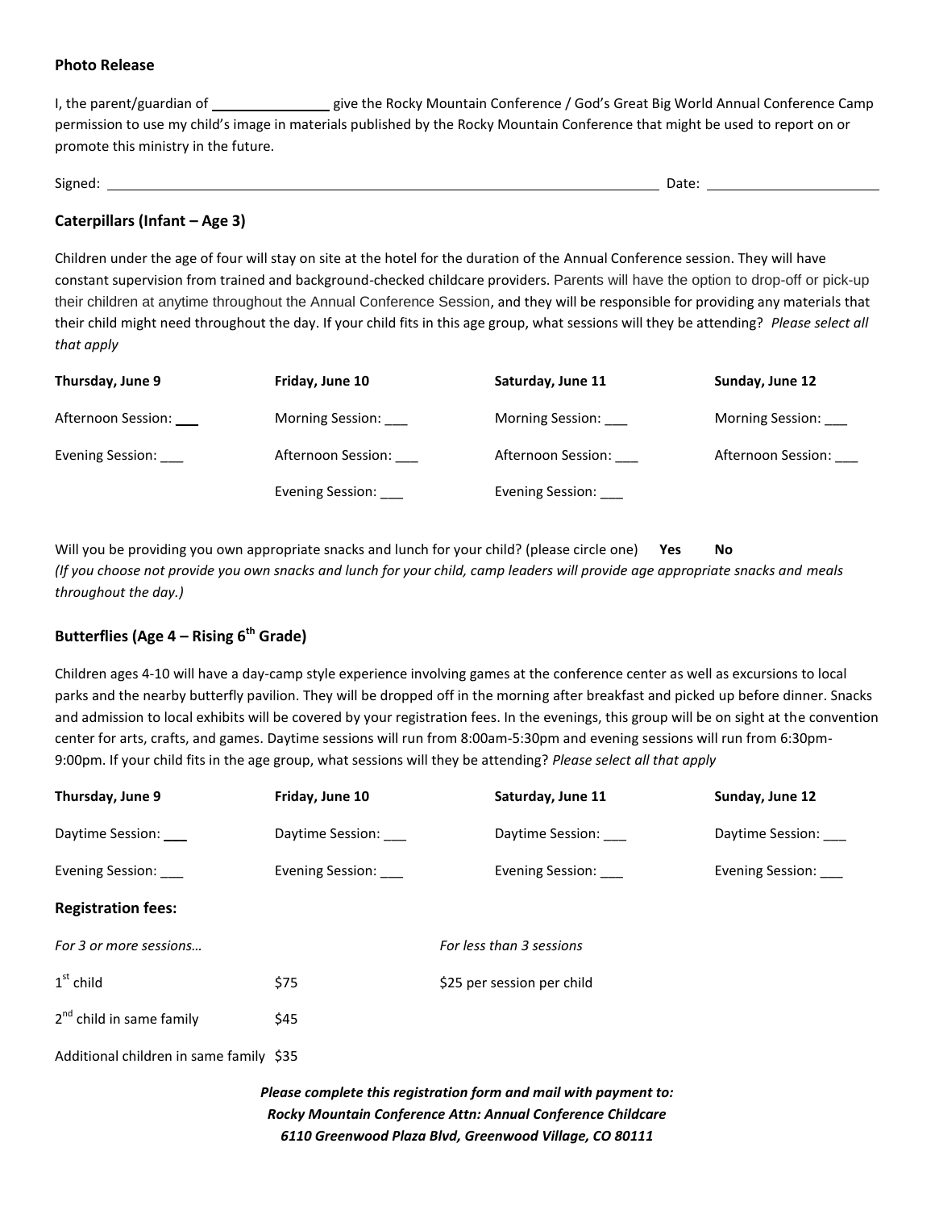### Photo Release

I, the parent/guardian of ________________ give the Rocky Mountain Conference / God's Great Big World Annual Conference Camp permission to use my child's image in materials published by the Rocky Mountain Conference that might be used to report on or promote this ministry in the future.

Signed: ________________________________________________ Date: ____________________

### Caterpillars (Infant – Age 3)

Children under the age of four will stay on site at the hotel for the duration of the Annual Conference session. They will have constant supervision from trained and background-checked childcare providers. Parents will have the option to drop-off or pick-up their children at anytime throughout the Annual Conference Session, and they will be responsible for providing any materials that their child might need throughout the day. If your child fits in this age group, what sessions will they be attending? *Please select all that apply*

| **Thursday, June 9** | **Friday, June 10** | **Saturday, June 11** | **Sunday, June 12** |
|---|---|---|---|
| Afternoon Session: ___ | Morning Session: ___ | Morning Session: ___ | Morning Session: ___ |
| Evening Session: ___ | Afternoon Session: ___ | Afternoon Session: ___ | Afternoon Session: ___ |
| | Evening Session: ___ | Evening Session: ___ | |

Will you be providing you own appropriate snacks and lunch for your child? (please circle one) **Yes** **No**
*(If you choose not provide you own snacks and lunch for your child, camp leaders will provide age appropriate snacks and meals throughout the day.)*

### Butterflies (Age 4 – Rising 6th Grade)

Children ages 4-10 will have a day-camp style experience involving games at the conference center as well as excursions to local parks and the nearby butterfly pavilion. They will be dropped off in the morning after breakfast and picked up before dinner. Snacks and admission to local exhibits will be covered by your registration fees. In the evenings, this group will be on sight at the convention center for arts, crafts, and games. Daytime sessions will run from 8:00am-5:30pm and evening sessions will run from 6:30pm-9:00pm. If your child fits in the age group, what sessions will they be attending? *Please select all that apply*

| **Thursday, June 9** | **Friday, June 10** | **Saturday, June 11** | **Sunday, June 12** |
|---|---|---|---|
| Daytime Session: ___ | Daytime Session: ___ | Daytime Session: ___ | Daytime Session: ___ |
| Evening Session: ___ | Evening Session: ___ | Evening Session: ___ | Evening Session: ___ |

### Registration fees:

| *For 3 or more sessions…* | | *For less than 3 sessions* |
|---|---|---|
| 1st child | $75 | $25 per session per child |
| 2nd child in same family | $45 | |
| Additional children in same family | $35 | |

***Please complete this registration form and mail with payment to:***
***Rocky Mountain Conference Attn: Annual Conference Childcare***
***6110 Greenwood Plaza Blvd, Greenwood Village, CO 80111***